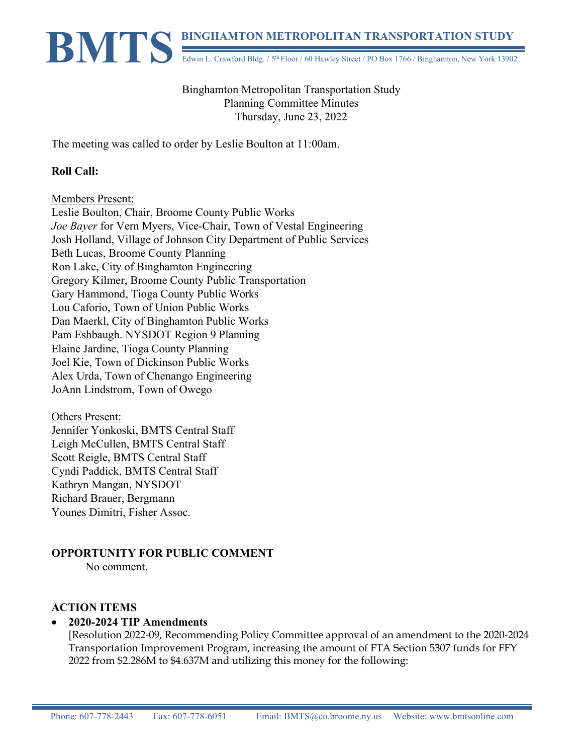Binghamton Metropolitan Transportation Study
Planning Committee Minutes
Thursday, June 23, 2022

The meeting was called to order by Leslie Boulton at 11:00am.

**Roll Call:**

Members Present:
Leslie Boulton, Chair, Broome County Public Works
*Joe Bayer* for Vern Myers, Vice-Chair, Town of Vestal Engineering
Josh Holland, Village of Johnson City Department of Public Services
Beth Lucas, Broome County Planning
Ron Lake, City of Binghamton Engineering
Gregory Kilmer, Broome County Public Transportation
Gary Hammond, Tioga County Public Works
Lou Caforio, Town of Union Public Works
Dan Maerkl, City of Binghamton Public Works
Pam Eshbaugh. NYSDOT Region 9 Planning
Elaine Jardine, Tioga County Planning
Joel Kie, Town of Dickinson Public Works
Alex Urda, Town of Chenango Engineering
JoAnn Lindstrom, Town of Owego

Others Present:
Jennifer Yonkoski, BMTS Central Staff
Leigh McCullen, BMTS Central Staff
Scott Reigle, BMTS Central Staff
Cyndi Paddick, BMTS Central Staff
Kathryn Mangan, NYSDOT
Richard Brauer, Bergmann
Younes Dimitri, Fisher Assoc.

**OPPORTUNITY FOR PUBLIC COMMENT**

No comment.

**ACTION ITEMS**

- **2020-2024 TIP Amendments**
  [Resolution 2022-09, Recommending Policy Committee approval of an amendment to the 2020-2024 Transportation Improvement Program, increasing the amount of FTA Section 5307 funds for FFY 2022 from $2.286M to $4.637M and utilizing this money for the following: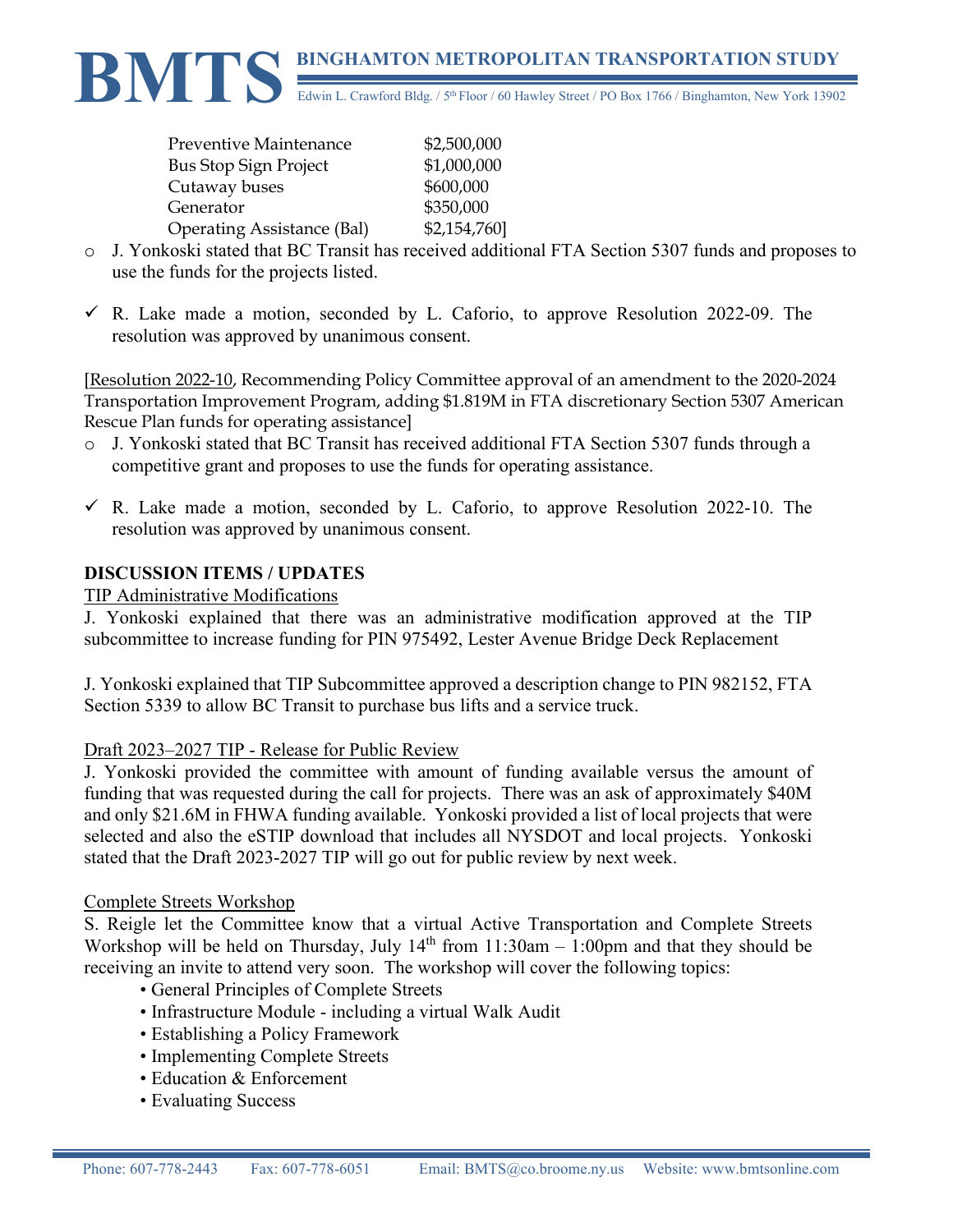| | |
|---|---|
| Preventive Maintenance | $2,500,000 |
| Bus Stop Sign Project | $1,000,000 |
| Cutaway buses | $600,000 |
| Generator | $350,000 |
| Operating Assistance (Bal) | $2,154,760] |

- J. Yonkoski stated that BC Transit has received additional FTA Section 5307 funds and proposes to use the funds for the projects listed.

✓ R. Lake made a motion, seconded by L. Caforio, to approve Resolution 2022-09. The resolution was approved by unanimous consent.

[Resolution 2022-10, Recommending Policy Committee approval of an amendment to the 2020-2024 Transportation Improvement Program, adding $1.819M in FTA discretionary Section 5307 American Rescue Plan funds for operating assistance]

- J. Yonkoski stated that BC Transit has received additional FTA Section 5307 funds through a competitive grant and proposes to use the funds for operating assistance.

✓ R. Lake made a motion, seconded by L. Caforio, to approve Resolution 2022-10. The resolution was approved by unanimous consent.

**DISCUSSION ITEMS / UPDATES**

TIP Administrative Modifications

J. Yonkoski explained that there was an administrative modification approved at the TIP subcommittee to increase funding for PIN 975492, Lester Avenue Bridge Deck Replacement

J. Yonkoski explained that TIP Subcommittee approved a description change to PIN 982152, FTA Section 5339 to allow BC Transit to purchase bus lifts and a service truck.

Draft 2023–2027 TIP - Release for Public Review

J. Yonkoski provided the committee with amount of funding available versus the amount of funding that was requested during the call for projects. There was an ask of approximately $40M and only $21.6M in FHWA funding available. Yonkoski provided a list of local projects that were selected and also the eSTIP download that includes all NYSDOT and local projects. Yonkoski stated that the Draft 2023-2027 TIP will go out for public review by next week.

Complete Streets Workshop

S. Reigle let the Committee know that a virtual Active Transportation and Complete Streets Workshop will be held on Thursday, July 14th from 11:30am – 1:00pm and that they should be receiving an invite to attend very soon. The workshop will cover the following topics:

- General Principles of Complete Streets
- Infrastructure Module - including a virtual Walk Audit
- Establishing a Policy Framework
- Implementing Complete Streets
- Education & Enforcement
- Evaluating Success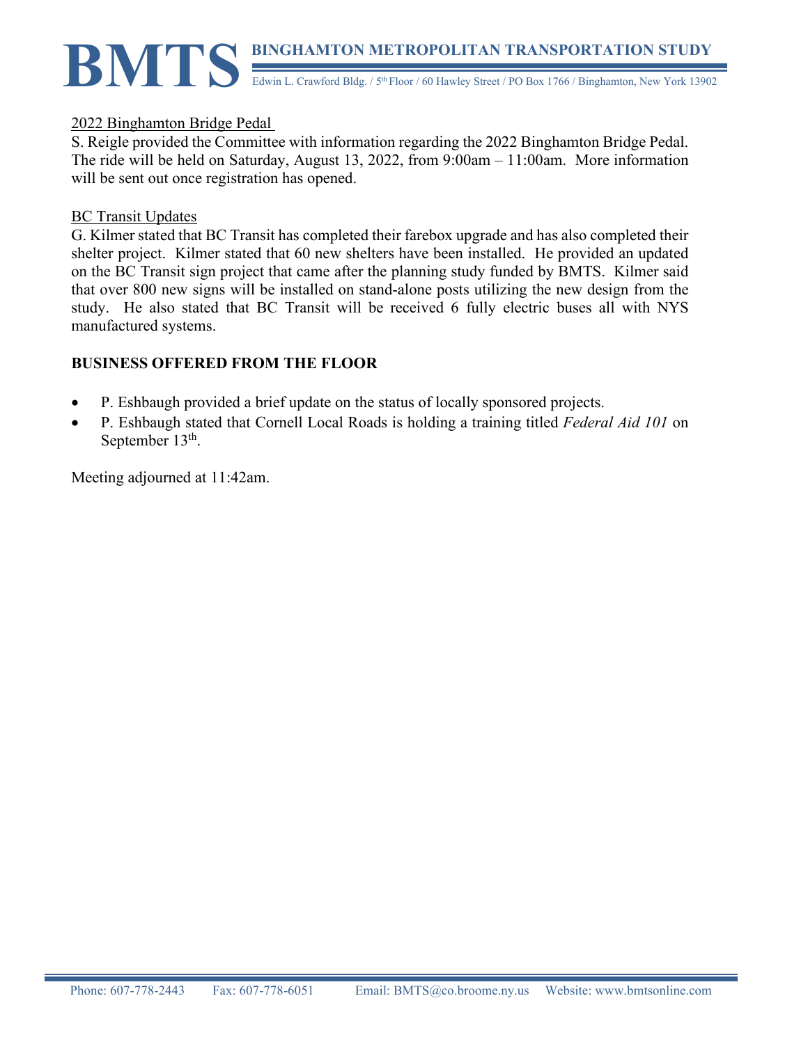2022 Binghamton Bridge Pedal

S. Reigle provided the Committee with information regarding the 2022 Binghamton Bridge Pedal. The ride will be held on Saturday, August 13, 2022, from 9:00am – 11:00am. More information will be sent out once registration has opened.

BC Transit Updates

G. Kilmer stated that BC Transit has completed their farebox upgrade and has also completed their shelter project. Kilmer stated that 60 new shelters have been installed. He provided an updated on the BC Transit sign project that came after the planning study funded by BMTS. Kilmer said that over 800 new signs will be installed on stand-alone posts utilizing the new design from the study. He also stated that BC Transit will be received 6 fully electric buses all with NYS manufactured systems.

**BUSINESS OFFERED FROM THE FLOOR**

- P. Eshbaugh provided a brief update on the status of locally sponsored projects.
- P. Eshbaugh stated that Cornell Local Roads is holding a training titled *Federal Aid 101* on September 13th.

Meeting adjourned at 11:42am.